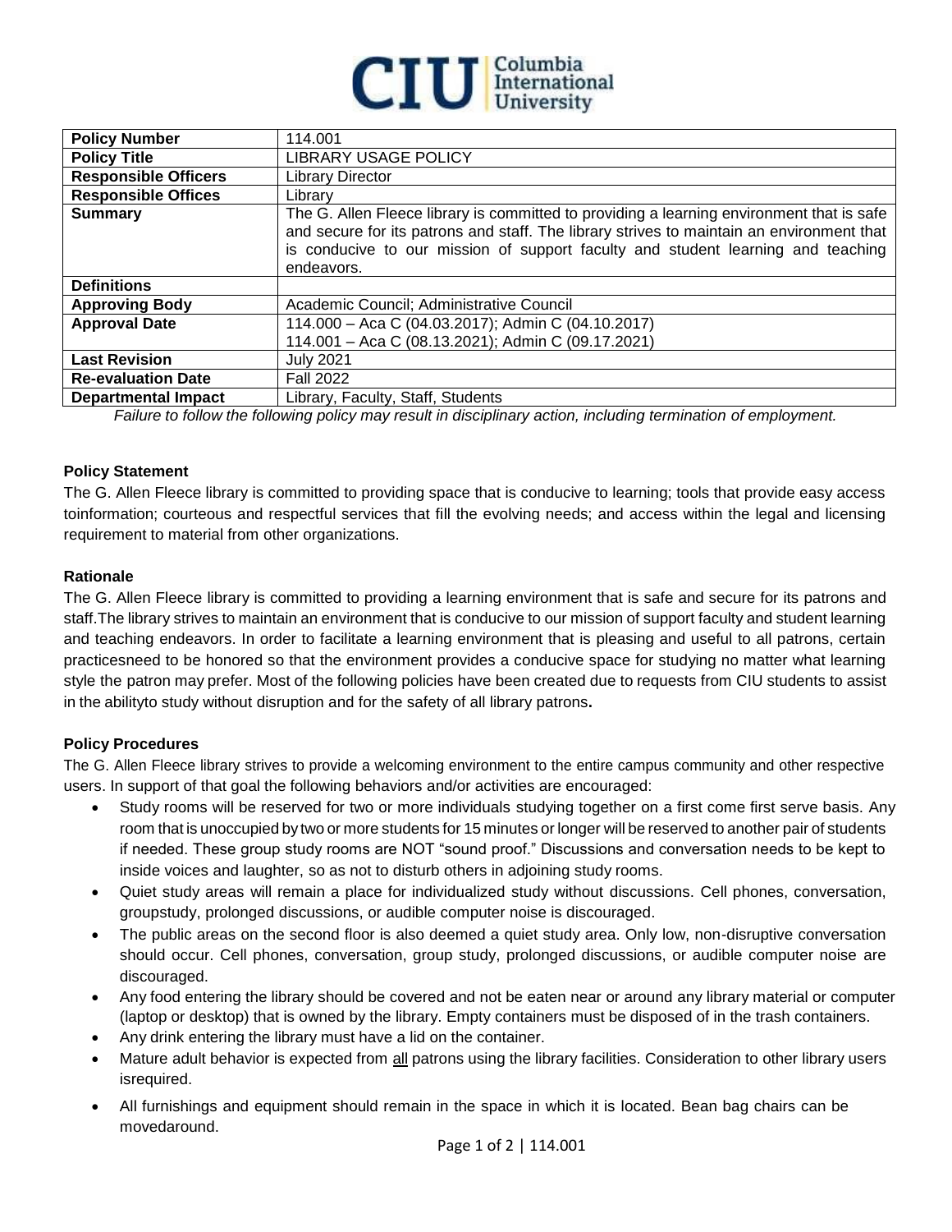| Policy Number | 114.001 |
|---|---|
| **Policy Title** | LIBRARY USAGE POLICY |
| **Responsible Officers** | Library Director |
| **Responsible Offices** | Library |
| **Summary** | The G. Allen Fleece library is committed to providing a learning environment that is safe and secure for its patrons and staff. The library strives to maintain an environment that is conducive to our mission of support faculty and student learning and teaching endeavors. |
| **Definitions** | |
| **Approving Body** | Academic Council; Administrative Council |
| **Approval Date** | 114.000 – Aca C (04.03.2017); Admin C (04.10.2017)<br>114.001 – Aca C (08.13.2021); Admin C (09.17.2021) |
| **Last Revision** | July 2021 |
| **Re-evaluation Date** | Fall 2022 |
| **Departmental Impact** | Library, Faculty, Staff, Students |

*Failure to follow the following policy may result in disciplinary action, including termination of employment.*

**Policy Statement**

The G. Allen Fleece library is committed to providing space that is conducive to learning; tools that provide easy access toinformation; courteous and respectful services that fill the evolving needs; and access within the legal and licensing requirement to material from other organizations.

**Rationale**

The G. Allen Fleece library is committed to providing a learning environment that is safe and secure for its patrons and staff.The library strives to maintain an environment that is conducive to our mission of support faculty and student learning and teaching endeavors. In order to facilitate a learning environment that is pleasing and useful to all patrons, certain practicesneed to be honored so that the environment provides a conducive space for studying no matter what learning style the patron may prefer. Most of the following policies have been created due to requests from CIU students to assist in the abilityto study without disruption and for the safety of all library patrons**.**

**Policy Procedures**

The G. Allen Fleece library strives to provide a welcoming environment to the entire campus community and other respective users. In support of that goal the following behaviors and/or activities are encouraged:

- Study rooms will be reserved for two or more individuals studying together on a first come first serve basis. Any room that is unoccupied by two or more students for 15 minutes or longer will be reserved to another pair of students if needed. These group study rooms are NOT "sound proof." Discussions and conversation needs to be kept to inside voices and laughter, so as not to disturb others in adjoining study rooms.
- Quiet study areas will remain a place for individualized study without discussions. Cell phones, conversation, groupstudy, prolonged discussions, or audible computer noise is discouraged.
- The public areas on the second floor is also deemed a quiet study area. Only low, non-disruptive conversation should occur. Cell phones, conversation, group study, prolonged discussions, or audible computer noise are discouraged.
- Any food entering the library should be covered and not be eaten near or around any library material or computer (laptop or desktop) that is owned by the library. Empty containers must be disposed of in the trash containers.
- Any drink entering the library must have a lid on the container.
- Mature adult behavior is expected from all patrons using the library facilities. Consideration to other library users isrequired.
- All furnishings and equipment should remain in the space in which it is located. Bean bag chairs can be movedaround.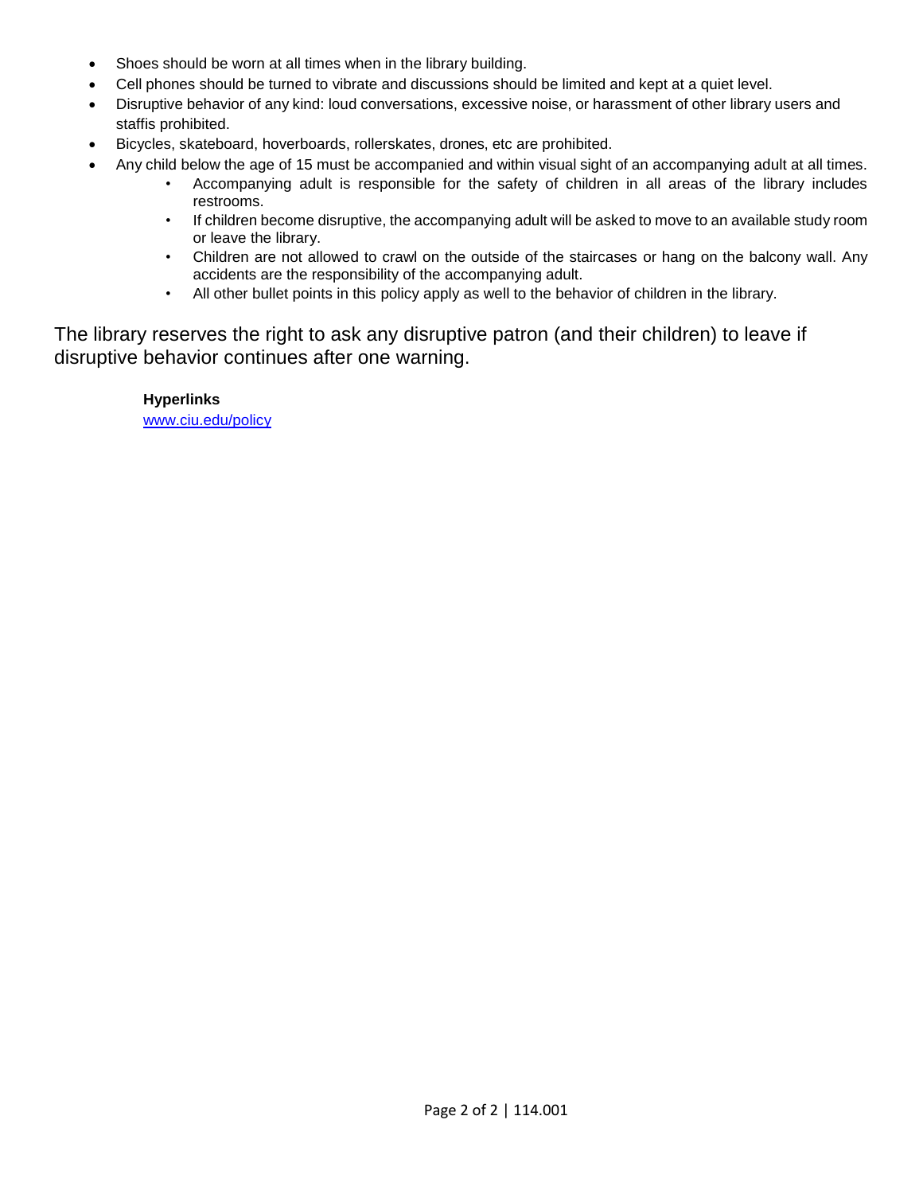- Shoes should be worn at all times when in the library building.
- Cell phones should be turned to vibrate and discussions should be limited and kept at a quiet level.
- Disruptive behavior of any kind: loud conversations, excessive noise, or harassment of other library users and staffis prohibited.
- Bicycles, skateboard, hoverboards, rollerskates, drones, etc are prohibited.
- Any child below the age of 15 must be accompanied and within visual sight of an accompanying adult at all times.
    - Accompanying adult is responsible for the safety of children in all areas of the library includes restrooms.
    - If children become disruptive, the accompanying adult will be asked to move to an available study room or leave the library.
    - Children are not allowed to crawl on the outside of the staircases or hang on the balcony wall. Any accidents are the responsibility of the accompanying adult.
    - All other bullet points in this policy apply as well to the behavior of children in the library.

The library reserves the right to ask any disruptive patron (and their children) to leave if disruptive behavior continues after one warning.

**Hyperlinks**

[www.ciu.edu/policy](http://www.ciu.edu/policy)